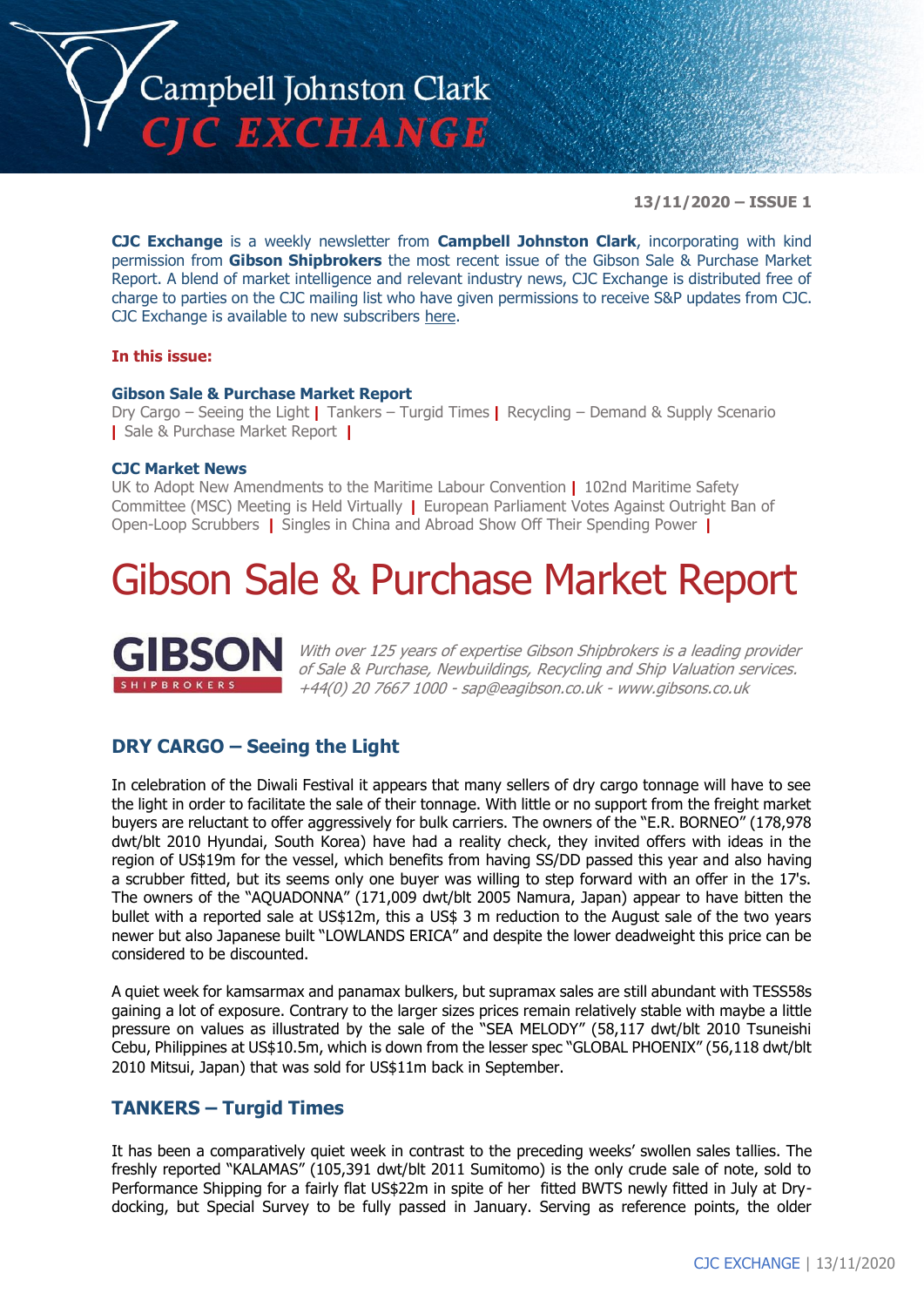# Campbell Johnston Clark CJC EXCHANGE

**13/11/2020 – ISSUE 1**

**CJC Exchange** is a weekly newsletter from **Campbell Johnston Clark**, incorporating with kind permission from **Gibson Shipbrokers** the most recent issue of the Gibson Sale & Purchase Market Report. A blend of market intelligence and relevant industry news, CJC Exchange is distributed free of charge to parties on the CJC mailing list who have given permissions to receive S&P updates from CJC. CJC Exchange is available to new subscribers here.

**In this issue:**

**Gibson Sale & Purchase Market Report**
Dry Cargo – Seeing the Light | Tankers – Turgid Times | Recycling – Demand & Supply Scenario | Sale & Purchase Market Report |

**CJC Market News**
UK to Adopt New Amendments to the Maritime Labour Convention | 102nd Maritime Safety Committee (MSC) Meeting is Held Virtually | European Parliament Votes Against Outright Ban of Open-Loop Scrubbers | Singles in China and Abroad Show Off Their Spending Power |

# Gibson Sale & Purchase Market Report

**GIBSON** SHIPBROKERS

*With over 125 years of expertise Gibson Shipbrokers is a leading provider of Sale & Purchase, Newbuildings, Recycling and Ship Valuation services. +44(0) 20 7667 1000 - sap@eagibson.co.uk - www.gibsons.co.uk*

## DRY CARGO – Seeing the Light

In celebration of the Diwali Festival it appears that many sellers of dry cargo tonnage will have to see the light in order to facilitate the sale of their tonnage. With little or no support from the freight market buyers are reluctant to offer aggressively for bulk carriers. The owners of the "E.R. BORNEO" (178,978 dwt/blt 2010 Hyundai, South Korea) have had a reality check, they invited offers with ideas in the region of US$19m for the vessel, which benefits from having SS/DD passed this year and also having a scrubber fitted, but its seems only one buyer was willing to step forward with an offer in the 17's. The owners of the "AQUADONNA" (171,009 dwt/blt 2005 Namura, Japan) appear to have bitten the bullet with a reported sale at US$12m, this a US$ 3 m reduction to the August sale of the two years newer but also Japanese built "LOWLANDS ERICA" and despite the lower deadweight this price can be considered to be discounted.

A quiet week for kamsarmax and panamax bulkers, but supramax sales are still abundant with TESS58s gaining a lot of exposure. Contrary to the larger sizes prices remain relatively stable with maybe a little pressure on values as illustrated by the sale of the "SEA MELODY" (58,117 dwt/blt 2010 Tsuneishi Cebu, Philippines at US$10.5m, which is down from the lesser spec "GLOBAL PHOENIX" (56,118 dwt/blt 2010 Mitsui, Japan) that was sold for US$11m back in September.

## TANKERS – Turgid Times

It has been a comparatively quiet week in contrast to the preceding weeks' swollen sales tallies. The freshly reported "KALAMAS" (105,391 dwt/blt 2011 Sumitomo) is the only crude sale of note, sold to Performance Shipping for a fairly flat US$22m in spite of her fitted BWTS newly fitted in July at Dry-docking, but Special Survey to be fully passed in January. Serving as reference points, the older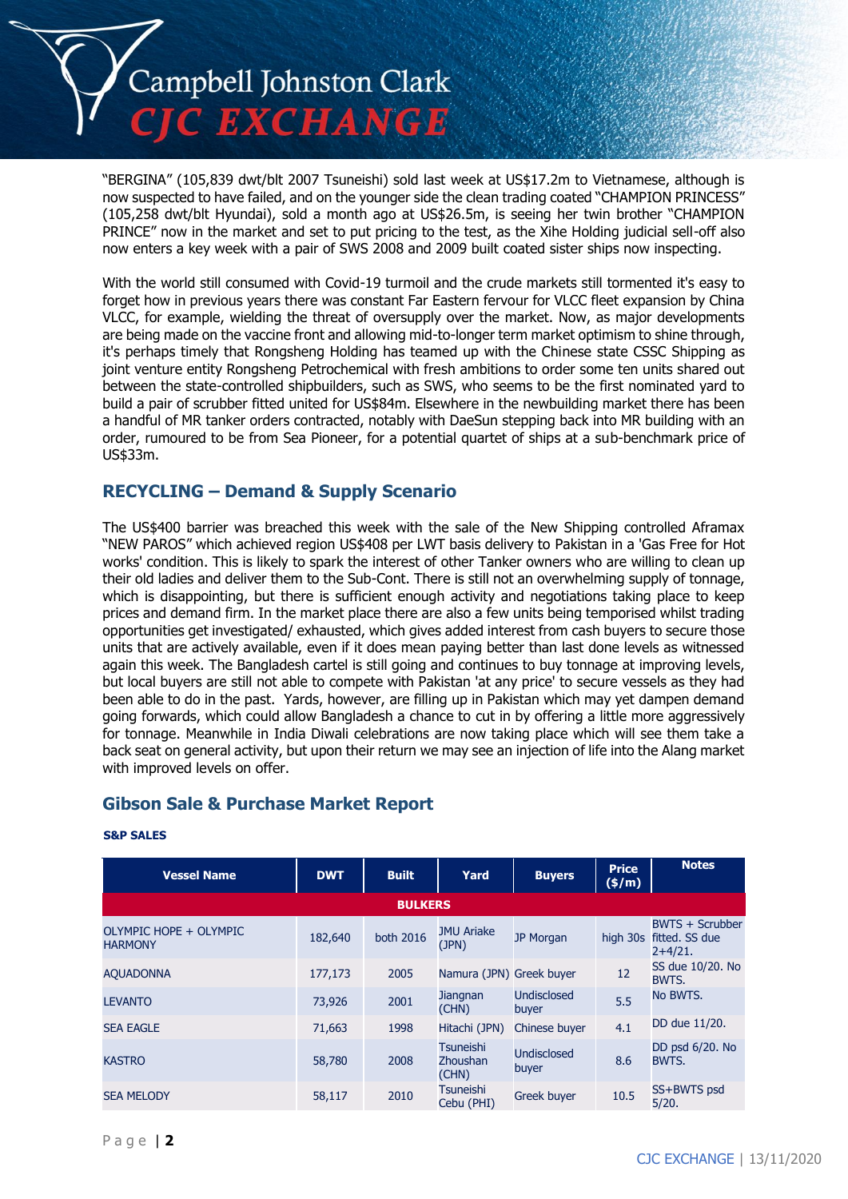"BERGINA" (105,839 dwt/blt 2007 Tsuneishi) sold last week at US$17.2m to Vietnamese, although is now suspected to have failed, and on the younger side the clean trading coated "CHAMPION PRINCESS" (105,258 dwt/blt Hyundai), sold a month ago at US$26.5m, is seeing her twin brother "CHAMPION PRINCE" now in the market and set to put pricing to the test, as the Xihe Holding judicial sell-off also now enters a key week with a pair of SWS 2008 and 2009 built coated sister ships now inspecting.

With the world still consumed with Covid-19 turmoil and the crude markets still tormented it's easy to forget how in previous years there was constant Far Eastern fervour for VLCC fleet expansion by China VLCC, for example, wielding the threat of oversupply over the market. Now, as major developments are being made on the vaccine front and allowing mid-to-longer term market optimism to shine through, it's perhaps timely that Rongsheng Holding has teamed up with the Chinese state CSSC Shipping as joint venture entity Rongsheng Petrochemical with fresh ambitions to order some ten units shared out between the state-controlled shipbuilders, such as SWS, who seems to be the first nominated yard to build a pair of scrubber fitted united for US$84m. Elsewhere in the newbuilding market there has been a handful of MR tanker orders contracted, notably with DaeSun stepping back into MR building with an order, rumoured to be from Sea Pioneer, for a potential quartet of ships at a sub-benchmark price of US$33m.

## RECYCLING – Demand & Supply Scenario

The US$400 barrier was breached this week with the sale of the New Shipping controlled Aframax "NEW PAROS" which achieved region US$408 per LWT basis delivery to Pakistan in a 'Gas Free for Hot works' condition. This is likely to spark the interest of other Tanker owners who are willing to clean up their old ladies and deliver them to the Sub-Cont. There is still not an overwhelming supply of tonnage, which is disappointing, but there is sufficient enough activity and negotiations taking place to keep prices and demand firm. In the market place there are also a few units being temporised whilst trading opportunities get investigated/ exhausted, which gives added interest from cash buyers to secure those units that are actively available, even if it does mean paying better than last done levels as witnessed again this week. The Bangladesh cartel is still going and continues to buy tonnage at improving levels, but local buyers are still not able to compete with Pakistan 'at any price' to secure vessels as they had been able to do in the past. Yards, however, are filling up in Pakistan which may yet dampen demand going forwards, which could allow Bangladesh a chance to cut in by offering a little more aggressively for tonnage. Meanwhile in India Diwali celebrations are now taking place which will see them take a back seat on general activity, but upon their return we may see an injection of life into the Alang market with improved levels on offer.

## Gibson Sale & Purchase Market Report

**S&P SALES**

| Vessel Name | DWT | Built | Yard | Buyers | Price ($/m) | Notes |
|---|---|---|---|---|---|---|
| **BULKERS** | | | | | | |
| OLYMPIC HOPE + OLYMPIC HARMONY | 182,640 | both 2016 | JMU Ariake (JPN) | JP Morgan | high 30s | BWTS + Scrubber fitted. SS due 2+4/21. |
| AQUADONNA | 177,173 | 2005 | Namura (JPN) | Greek buyer | 12 | SS due 10/20. No BWTS. |
| LEVANTO | 73,926 | 2001 | Jiangnan (CHN) | Undisclosed buyer | 5.5 | No BWTS. |
| SEA EAGLE | 71,663 | 1998 | Hitachi (JPN) | Chinese buyer | 4.1 | DD due 11/20. |
| KASTRO | 58,780 | 2008 | Tsuneishi Zhoushan (CHN) | Undisclosed buyer | 8.6 | DD psd 6/20. No BWTS. |
| SEA MELODY | 58,117 | 2010 | Tsuneishi Cebu (PHI) | Greek buyer | 10.5 | SS+BWTS psd 5/20. |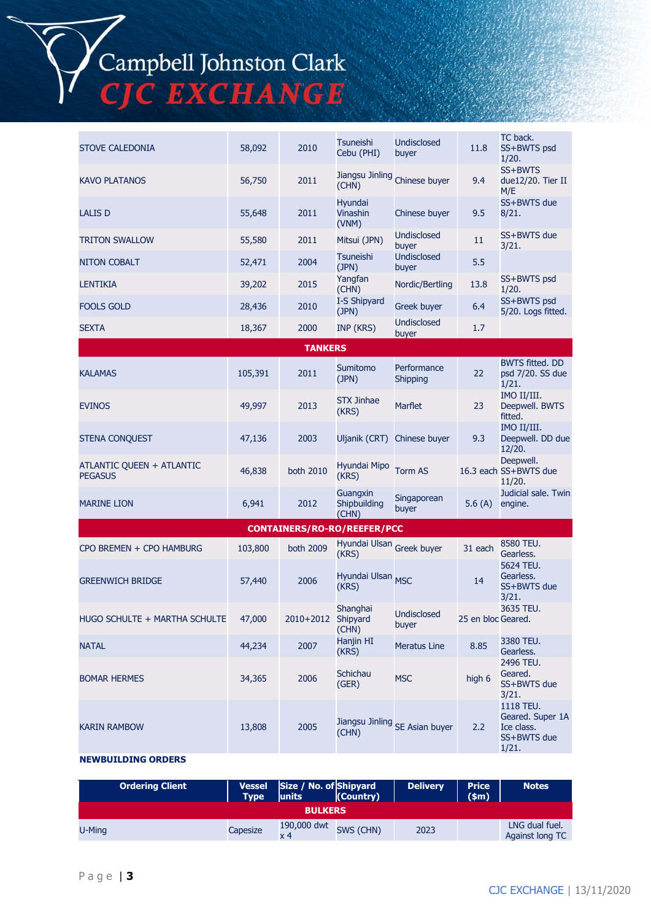| | | | | | | |
|---|---|---|---|---|---|---|
| STOVE CALEDONIA | 58,092 | 2010 | Tsuneishi Cebu (PHI) | Undisclosed buyer | 11.8 | TC back. SS+BWTS psd 1/20. |
| KAVO PLATANOS | 56,750 | 2011 | Jiangsu Jinling (CHN) | Chinese buyer | 9.4 | SS+BWTS due12/20. Tier II M/E |
| LALIS D | 55,648 | 2011 | Hyundai Vinashin (VNM) | Chinese buyer | 9.5 | SS+BWTS due 8/21. |
| TRITON SWALLOW | 55,580 | 2011 | Mitsui (JPN) | Undisclosed buyer | 11 | SS+BWTS due 3/21. |
| NITON COBALT | 52,471 | 2004 | Tsuneishi (JPN) | Undisclosed buyer | 5.5 | |
| LENTIKIA | 39,202 | 2015 | Yangfan (CHN) | Nordic/Bertling | 13.8 | SS+BWTS psd 1/20. |
| FOOLS GOLD | 28,436 | 2010 | I-S Shipyard (JPN) | Greek buyer | 6.4 | SS+BWTS psd 5/20. Logs fitted. |
| SEXTA | 18,367 | 2000 | INP (KRS) | Undisclosed buyer | 1.7 | |
| **TANKERS** | | | | | | |
| KALAMAS | 105,391 | 2011 | Sumitomo (JPN) | Performance Shipping | 22 | BWTS fitted. DD psd 7/20. SS due 1/21. |
| EVINOS | 49,997 | 2013 | STX Jinhae (KRS) | Marflet | 23 | IMO II/III. Deepwell. BWTS fitted. |
| STENA CONQUEST | 47,136 | 2003 | Uljanik (CRT) | Chinese buyer | 9.3 | IMO II/III. Deepwell. DD due 12/20. |
| ATLANTIC QUEEN + ATLANTIC PEGASUS | 46,838 | both 2010 | Hyundai Mipo (KRS) | Torm AS | 16.3 each | Deepwell. SS+BWTS due 11/20. |
| MARINE LION | 6,941 | 2012 | Guangxin Shipbuilding (CHN) | Singaporean buyer | 5.6 (A) | Judicial sale. Twin engine. |
| **CONTAINERS/RO-RO/REEFER/PCC** | | | | | | |
| CPO BREMEN + CPO HAMBURG | 103,800 | both 2009 | Hyundai Ulsan (KRS) | Greek buyer | 31 each | 8580 TEU. Gearless. |
| GREENWICH BRIDGE | 57,440 | 2006 | Hyundai Ulsan (KRS) | MSC | 14 | 5624 TEU. Gearless. SS+BWTS due 3/21. |
| HUGO SCHULTE + MARTHA SCHULTE | 47,000 | 2010+2012 | Shanghai Shipyard (CHN) | Undisclosed buyer | 25 en bloc | 3635 TEU. Geared. |
| NATAL | 44,234 | 2007 | Hanjin HI (KRS) | Meratus Line | 8.85 | 3380 TEU. Gearless. |
| BOMAR HERMES | 34,365 | 2006 | Schichau (GER) | MSC | high 6 | 2496 TEU. Geared. SS+BWTS due 3/21. |
| KARIN RAMBOW | 13,808 | 2005 | Jiangsu Jinling (CHN) | SE Asian buyer | 2.2 | 1118 TEU. Geared. Super 1A Ice class. SS+BWTS due 1/21. |

**NEWBUILDING ORDERS**

| Ordering Client | Vessel Type | Size / No. of units | Shipyard (Country) | Delivery | Price ($m) | Notes |
|---|---|---|---|---|---|---|
| **BULKERS** | | | | | | |
| U-Ming | Capesize | 190,000 dwt x 4 | SWS (CHN) | 2023 | | LNG dual fuel. Against long TC |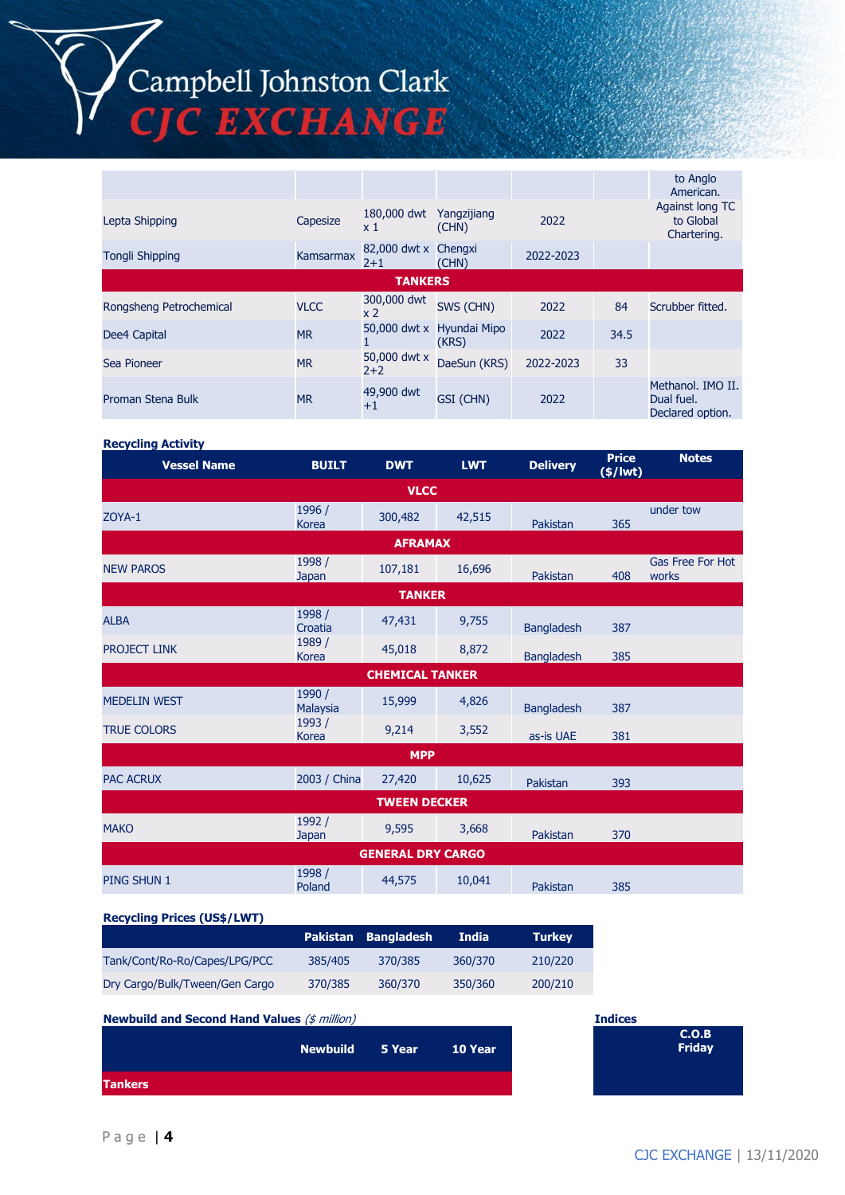| | | | | | | |
|---|---|---|---|---|---|---|
| | | | | | | to Anglo American. |
| Lepta Shipping | Capesize | 180,000 dwt x 1 | Yangzijiang (CHN) | 2022 | | Against long TC to Global Chartering. |
| Tongli Shipping | Kamsarmax | 82,000 dwt x 2+1 | Chengxi (CHN) | 2022-2023 | | |
| **TANKERS** | | | | | | |
| Rongsheng Petrochemical | VLCC | 300,000 dwt x 2 | SWS (CHN) | 2022 | 84 | Scrubber fitted. |
| Dee4 Capital | MR | 50,000 dwt x 1 | Hyundai Mipo (KRS) | 2022 | 34.5 | |
| Sea Pioneer | MR | 50,000 dwt x 2+2 | DaeSun (KRS) | 2022-2023 | 33 | |
| Proman Stena Bulk | MR | 49,900 dwt +1 | GSI (CHN) | 2022 | | Methanol. IMO II. Dual fuel. Declared option. |

**Recycling Activity**

| Vessel Name | BUILT | DWT | LWT | Delivery | Price ($/lwt) | Notes |
|---|---|---|---|---|---|---|
| **VLCC** | | | | | | |
| ZOYA-1 | 1996 / Korea | 300,482 | 42,515 | Pakistan | 365 | under tow |
| **AFRAMAX** | | | | | | |
| NEW PAROS | 1998 / Japan | 107,181 | 16,696 | Pakistan | 408 | Gas Free For Hot works |
| **TANKER** | | | | | | |
| ALBA | 1998 / Croatia | 47,431 | 9,755 | Bangladesh | 387 | |
| PROJECT LINK | 1989 / Korea | 45,018 | 8,872 | Bangladesh | 385 | |
| **CHEMICAL TANKER** | | | | | | |
| MEDELIN WEST | 1990 / Malaysia | 15,999 | 4,826 | Bangladesh | 387 | |
| TRUE COLORS | 1993 / Korea | 9,214 | 3,552 | as-is UAE | 381 | |
| **MPP** | | | | | | |
| PAC ACRUX | 2003 / China | 27,420 | 10,625 | Pakistan | 393 | |
| **TWEEN DECKER** | | | | | | |
| MAKO | 1992 / Japan | 9,595 | 3,668 | Pakistan | 370 | |
| **GENERAL DRY CARGO** | | | | | | |
| PING SHUN 1 | 1998 / Poland | 44,575 | 10,041 | Pakistan | 385 | |

**Recycling Prices (US$/LWT)**

| | Pakistan | Bangladesh | India | Turkey |
|---|---|---|---|---|
| Tank/Cont/Ro-Ro/Capes/LPG/PCC | 385/405 | 370/385 | 360/370 | 210/220 |
| Dry Cargo/Bulk/Tween/Gen Cargo | 370/385 | 360/370 | 350/360 | 200/210 |

**Newbuild and Second Hand Values** *($ million)*

| | Newbuild | 5 Year | 10 Year |
|---|---|---|---|
| **Tankers** | | | |

**Indices**

| C.O.B Friday |
|---|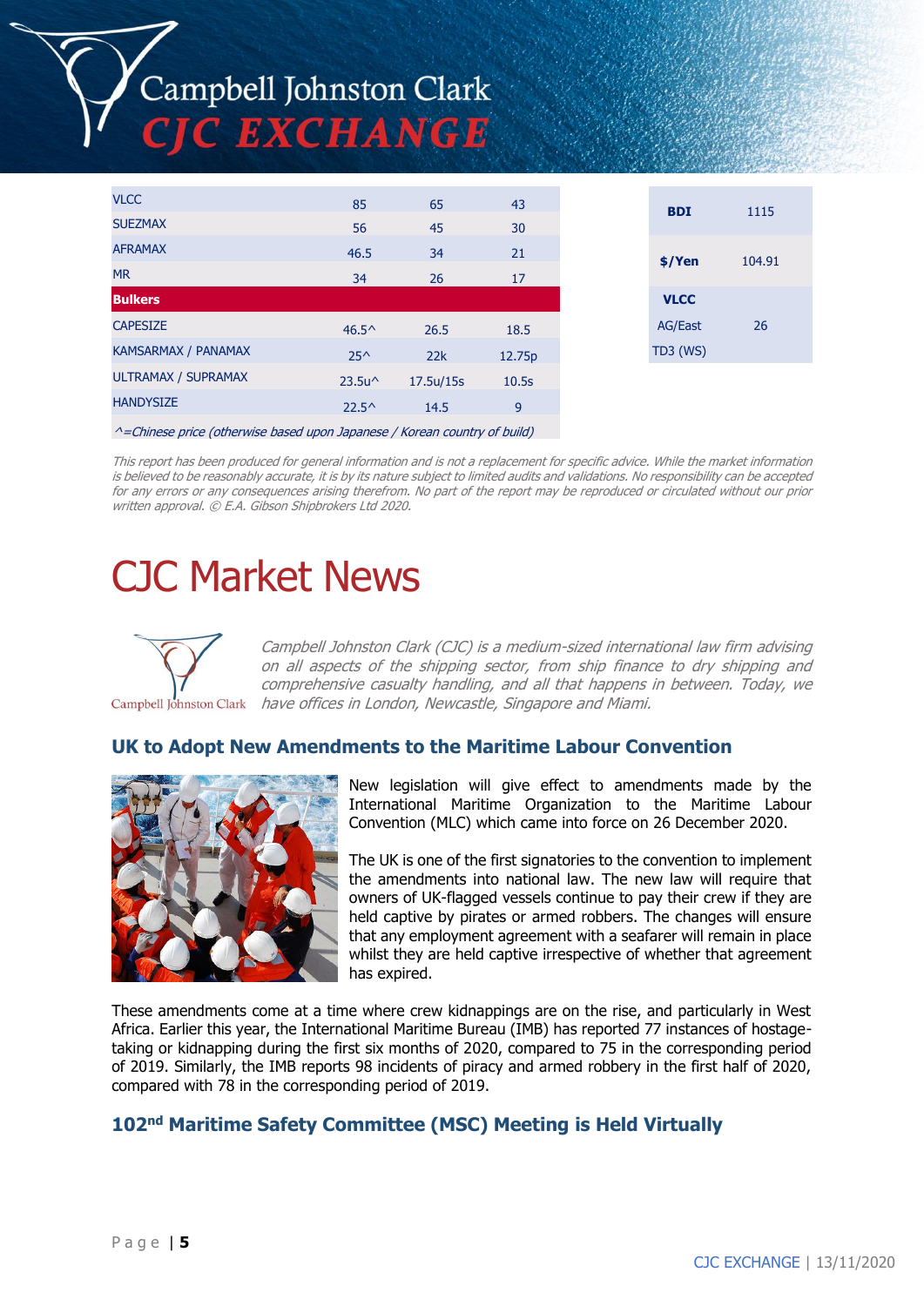| | | | |
|---|---|---|---|
| VLCC | 85 | 65 | 43 |
| SUEZMAX | 56 | 45 | 30 |
| AFRAMAX | 46.5 | 34 | 21 |
| MR | 34 | 26 | 17 |
| **Bulkers** | | | |
| CAPESIZE | 46.5^ | 26.5 | 18.5 |
| KAMSARMAX / PANAMAX | 25^ | 22k | 12.75p |
| ULTRAMAX / SUPRAMAX | 23.5u^ | 17.5u/15s | 10.5s |
| HANDYSIZE | 22.5^ | 14.5 | 9 |

*^=Chinese price (otherwise based upon Japanese / Korean country of build)*

| | |
|---|---|
| **BDI** | 1115 |
| **$/Yen** | 104.91 |
| **VLCC** | |
| AG/East TD3 (WS) | 26 |

*This report has been produced for general information and is not a replacement for specific advice. While the market information is believed to be reasonably accurate, it is by its nature subject to limited audits and validations. No responsibility can be accepted for any errors or any consequences arising therefrom. No part of the report may be reproduced or circulated without our prior written approval. © E.A. Gibson Shipbrokers Ltd 2020.*

# CJC Market News

*Campbell Johnston Clark (CJC) is a medium-sized international law firm advising on all aspects of the shipping sector, from ship finance to dry shipping and comprehensive casualty handling, and all that happens in between. Today, we have offices in London, Newcastle, Singapore and Miami.*

## UK to Adopt New Amendments to the Maritime Labour Convention

New legislation will give effect to amendments made by the International Maritime Organization to the Maritime Labour Convention (MLC) which came into force on 26 December 2020.

The UK is one of the first signatories to the convention to implement the amendments into national law. The new law will require that owners of UK-flagged vessels continue to pay their crew if they are held captive by pirates or armed robbers. The changes will ensure that any employment agreement with a seafarer will remain in place whilst they are held captive irrespective of whether that agreement has expired.

These amendments come at a time where crew kidnappings are on the rise, and particularly in West Africa. Earlier this year, the International Maritime Bureau (IMB) has reported 77 instances of hostage-taking or kidnapping during the first six months of 2020, compared to 75 in the corresponding period of 2019. Similarly, the IMB reports 98 incidents of piracy and armed robbery in the first half of 2020, compared with 78 in the corresponding period of 2019.

## 102nd Maritime Safety Committee (MSC) Meeting is Held Virtually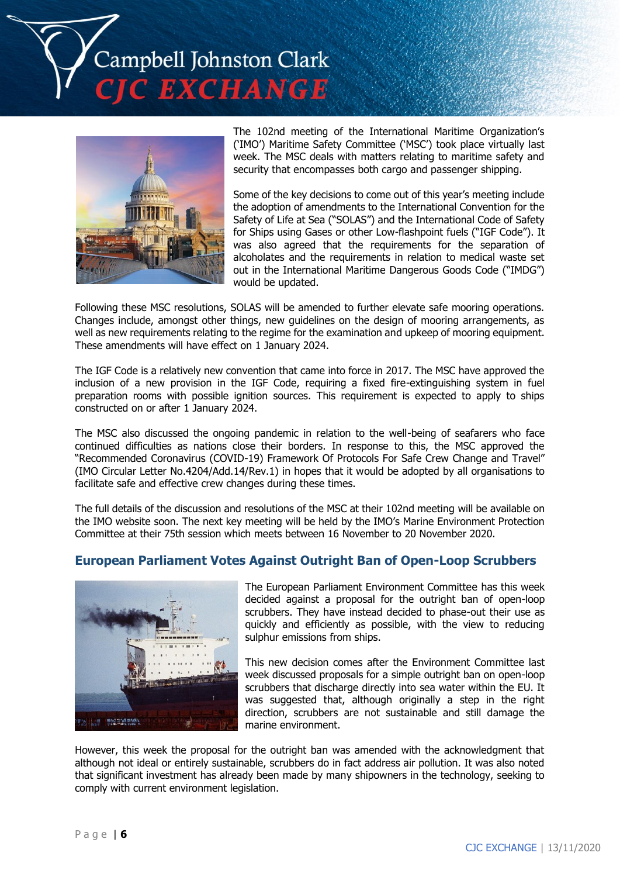The 102nd meeting of the International Maritime Organization's ('IMO') Maritime Safety Committee ('MSC') took place virtually last week. The MSC deals with matters relating to maritime safety and security that encompasses both cargo and passenger shipping.

Some of the key decisions to come out of this year's meeting include the adoption of amendments to the International Convention for the Safety of Life at Sea ("SOLAS") and the International Code of Safety for Ships using Gases or other Low-flashpoint fuels ("IGF Code"). It was also agreed that the requirements for the separation of alcoholates and the requirements in relation to medical waste set out in the International Maritime Dangerous Goods Code ("IMDG") would be updated.

Following these MSC resolutions, SOLAS will be amended to further elevate safe mooring operations. Changes include, amongst other things, new guidelines on the design of mooring arrangements, as well as new requirements relating to the regime for the examination and upkeep of mooring equipment. These amendments will have effect on 1 January 2024.

The IGF Code is a relatively new convention that came into force in 2017. The MSC have approved the inclusion of a new provision in the IGF Code, requiring a fixed fire-extinguishing system in fuel preparation rooms with possible ignition sources. This requirement is expected to apply to ships constructed on or after 1 January 2024.

The MSC also discussed the ongoing pandemic in relation to the well-being of seafarers who face continued difficulties as nations close their borders. In response to this, the MSC approved the "Recommended Coronavirus (COVID-19) Framework Of Protocols For Safe Crew Change and Travel" (IMO Circular Letter No.4204/Add.14/Rev.1) in hopes that it would be adopted by all organisations to facilitate safe and effective crew changes during these times.

The full details of the discussion and resolutions of the MSC at their 102nd meeting will be available on the IMO website soon. The next key meeting will be held by the IMO's Marine Environment Protection Committee at their 75th session which meets between 16 November to 20 November 2020.

## European Parliament Votes Against Outright Ban of Open-Loop Scrubbers

The European Parliament Environment Committee has this week decided against a proposal for the outright ban of open-loop scrubbers. They have instead decided to phase-out their use as quickly and efficiently as possible, with the view to reducing sulphur emissions from ships.

This new decision comes after the Environment Committee last week discussed proposals for a simple outright ban on open-loop scrubbers that discharge directly into sea water within the EU. It was suggested that, although originally a step in the right direction, scrubbers are not sustainable and still damage the marine environment.

However, this week the proposal for the outright ban was amended with the acknowledgment that although not ideal or entirely sustainable, scrubbers do in fact address air pollution. It was also noted that significant investment has already been made by many shipowners in the technology, seeking to comply with current environment legislation.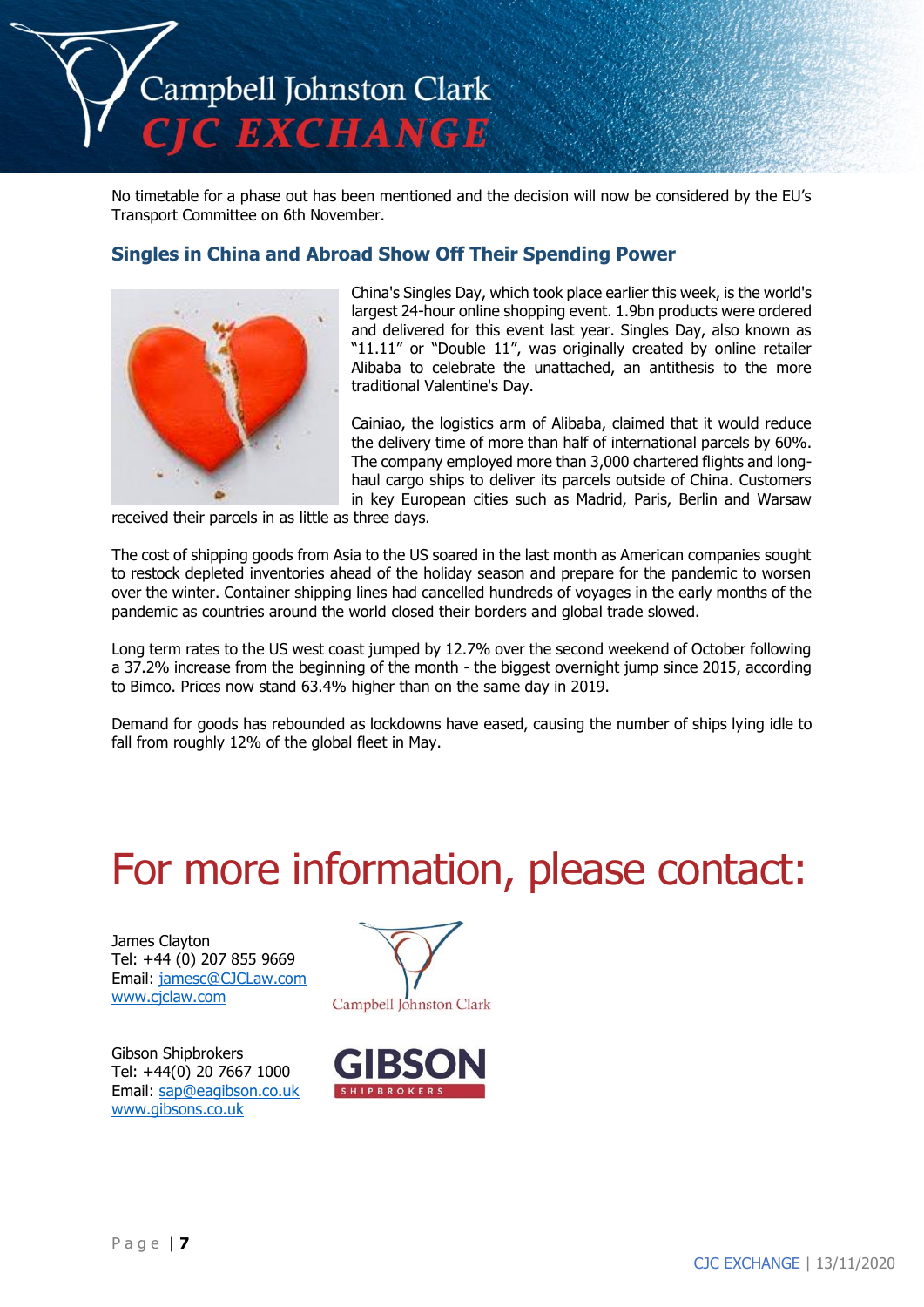No timetable for a phase out has been mentioned and the decision will now be considered by the EU's Transport Committee on 6th November.

### Singles in China and Abroad Show Off Their Spending Power

China's Singles Day, which took place earlier this week, is the world's largest 24-hour online shopping event. 1.9bn products were ordered and delivered for this event last year. Singles Day, also known as "11.11" or "Double 11", was originally created by online retailer Alibaba to celebrate the unattached, an antithesis to the more traditional Valentine's Day.

Cainiao, the logistics arm of Alibaba, claimed that it would reduce the delivery time of more than half of international parcels by 60%. The company employed more than 3,000 chartered flights and long-haul cargo ships to deliver its parcels outside of China. Customers in key European cities such as Madrid, Paris, Berlin and Warsaw received their parcels in as little as three days.

The cost of shipping goods from Asia to the US soared in the last month as American companies sought to restock depleted inventories ahead of the holiday season and prepare for the pandemic to worsen over the winter. Container shipping lines had cancelled hundreds of voyages in the early months of the pandemic as countries around the world closed their borders and global trade slowed.

Long term rates to the US west coast jumped by 12.7% over the second weekend of October following a 37.2% increase from the beginning of the month - the biggest overnight jump since 2015, according to Bimco. Prices now stand 63.4% higher than on the same day in 2019.

Demand for goods has rebounded as lockdowns have eased, causing the number of ships lying idle to fall from roughly 12% of the global fleet in May.

# For more information, please contact:

James Clayton
Tel: +44 (0) 207 855 9669
Email: jamesc@CJCLaw.com
www.cjclaw.com

Gibson Shipbrokers
Tel: +44(0) 20 7667 1000
Email: sap@eagibson.co.uk
www.gibsons.co.uk